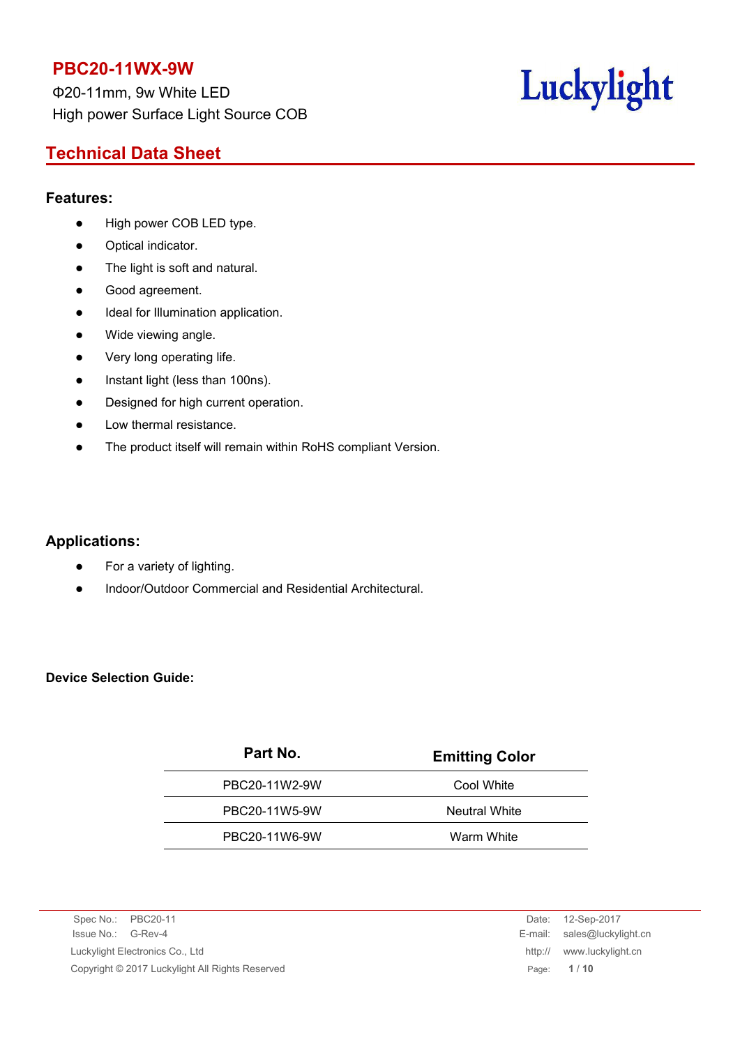# PBC20-11WX-9W

Φ20-11mm, 9w White LED

High power Surface Light Source COB

Luckylight

## Technical Data Sheet

### Features:

- High power COB LED type.
- Optical indicator.
- The light is soft and natural.
- Good agreement.
- Ideal for Illumination application.
- Wide viewing angle.
- Very long operating life.
- Instant light (less than 100ns).
- Designed for high current operation.
- Low thermal resistance.
- The product itself will remain within RoHS compliant Version.

### Applications:

- For a variety of lighting.
- Indoor/Outdoor Commercial and Residential Architectural.

**Device Selection Guide:**

| Part No. | Emitting Color |
|---|---|
| PBC20-11W2-9W | Cool White |
| PBC20-11W5-9W | Neutral White |
| PBC20-11W6-9W | Warm White |

Spec No.: PBC20-11
Issue No.: G-Rev-4
Luckylight Electronics Co., Ltd
Copyright © 2017 Luckylight All Rights Reserved

Date: 12-Sep-2017
E-mail: sales@luckylight.cn
http:// www.luckylight.cn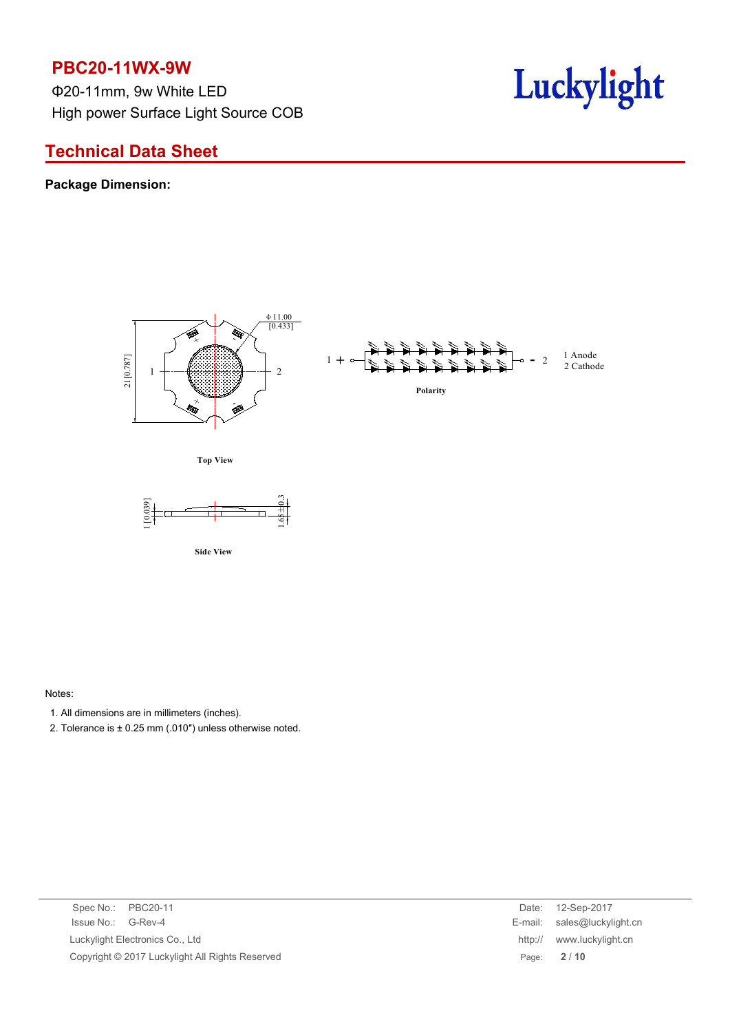# PBC20-11WX-9W

Φ20-11mm, 9w White LED

High power Surface Light Source COB

## Technical Data Sheet

**Package Dimension:**

Φ 11.00 [0.433]

21 [0.787]

1 2

Top View

1 + - 2

1 Anode
2 Cathode

Polarity

1 [0.039]

1.65±0.3

Side View

Notes:

1. All dimensions are in millimeters (inches).
2. Tolerance is ± 0.25 mm (.010″) unless otherwise noted.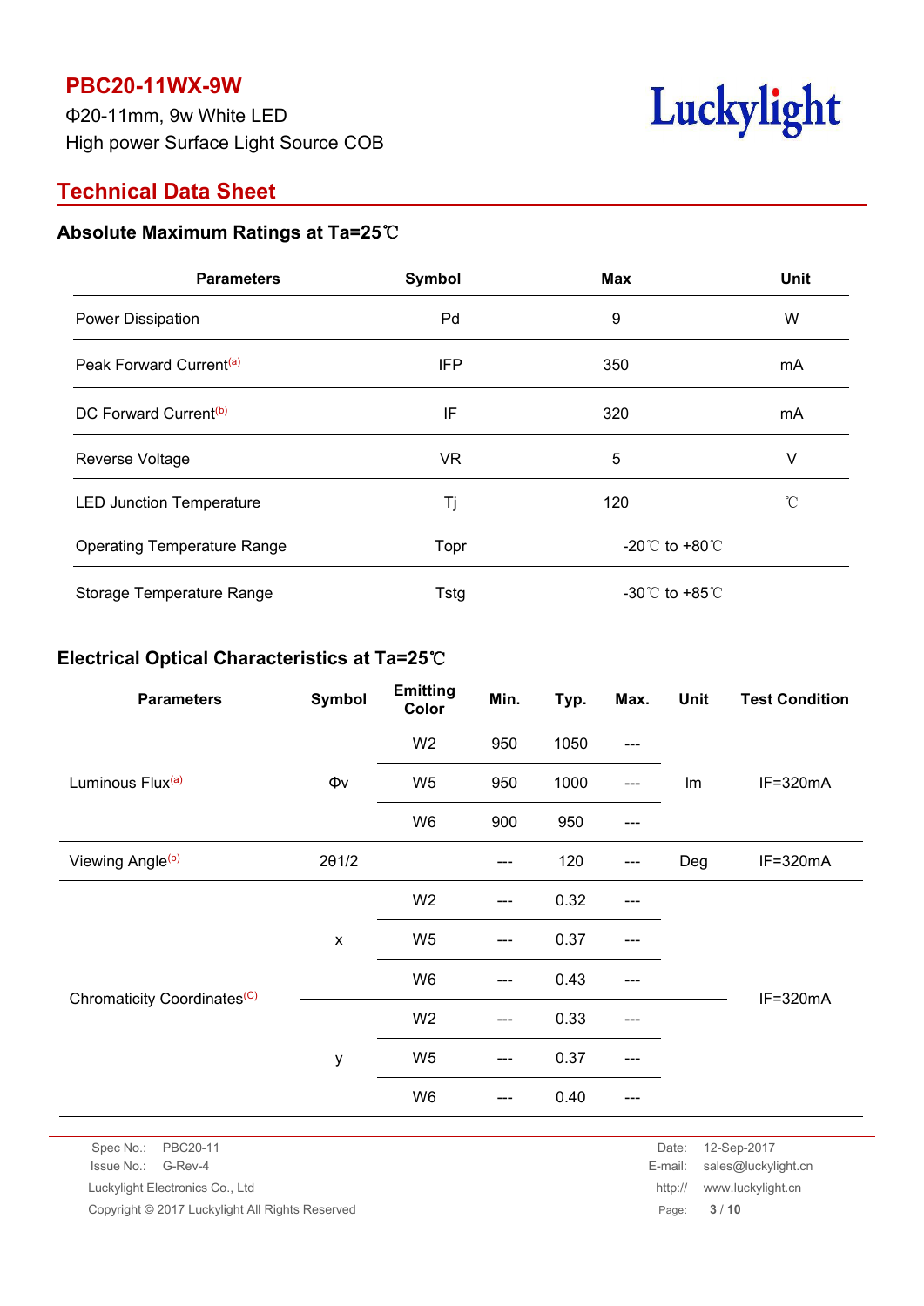# PBC20-11WX-9W

Φ20-11mm, 9w White LED

High power Surface Light Source COB

Luckylight

## Technical Data Sheet

### Absolute Maximum Ratings at Ta=25℃

| Parameters | Symbol | Max | Unit |
|---|---|---|---|
| Power Dissipation | Pd | 9 | W |
| Peak Forward Current[(a)] | IFP | 350 | mA |
| DC Forward Current[(b)] | IF | 320 | mA |
| Reverse Voltage | VR | 5 | V |
| LED Junction Temperature | Tj | 120 | ℃ |
| Operating Temperature Range | Topr | -20℃ to +80℃ | |
| Storage Temperature Range | Tstg | -30℃ to +85℃ | |

### Electrical Optical Characteristics at Ta=25℃

| Parameters | Symbol | Emitting Color | Min. | Typ. | Max. | Unit | Test Condition |
|---|---|---|---|---|---|---|---|
| Luminous Flux[(a)] | Φv | W2 | 950 | 1050 | --- | lm | IF=320mA |
| | | W5 | 950 | 1000 | --- | | |
| | | W6 | 900 | 950 | --- | | |
| Viewing Angle[(b)] | 2θ1/2 | | --- | 120 | --- | Deg | IF=320mA |
| Chromaticity Coordinates[(C)] | x | W2 | --- | 0.32 | --- | | IF=320mA |
| | | W5 | --- | 0.37 | --- | | |
| | | W6 | --- | 0.43 | --- | | |
| | y | W2 | --- | 0.33 | --- | | |
| | | W5 | --- | 0.37 | --- | | |
| | | W6 | --- | 0.40 | --- | | |

Spec No.: PBC20-11
Issue No.: G-Rev-4
Luckylight Electronics Co., Ltd
Copyright © 2017 Luckylight All Rights Reserved

Date: 12-Sep-2017
E-mail: sales@luckylight.cn
http:// www.luckylight.cn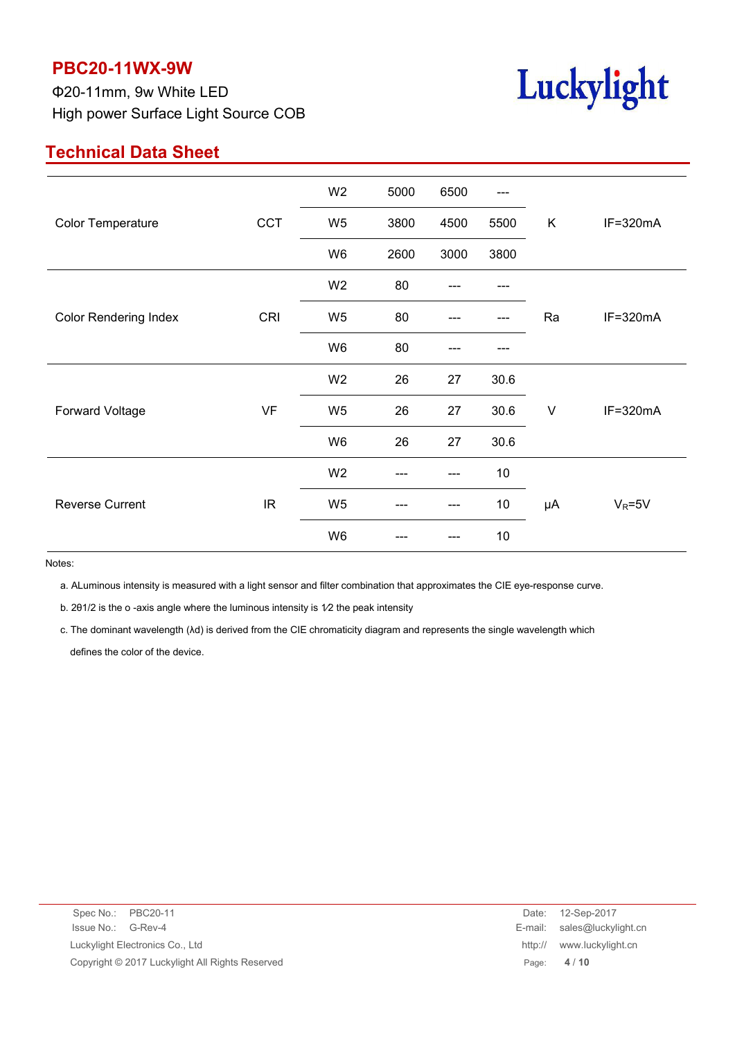## PBC20-11WX-9W

Φ20-11mm, 9w White LED
High power Surface Light Source COB

## Technical Data Sheet

| | | | | | | | |
|---|---|---|---|---|---|---|---|
| Color Temperature | CCT | W2 | 5000 | 6500 | --- | K | IF=320mA |
| | | W5 | 3800 | 4500 | 5500 | | |
| | | W6 | 2600 | 3000 | 3800 | | |
| Color Rendering Index | CRI | W2 | 80 | --- | --- | Ra | IF=320mA |
| | | W5 | 80 | --- | --- | | |
| | | W6 | 80 | --- | --- | | |
| Forward Voltage | VF | W2 | 26 | 27 | 30.6 | V | IF=320mA |
| | | W5 | 26 | 27 | 30.6 | | |
| | | W6 | 26 | 27 | 30.6 | | |
| Reverse Current | IR | W2 | --- | --- | 10 | μA | $V_R$=5V |
| | | W5 | --- | --- | 10 | | |
| | | W6 | --- | --- | 10 | | |

Notes:

a. ALuminous intensity is measured with a light sensor and filter combination that approximates the CIE eye-response curve.

b. 2θ1/2 is the o -axis angle where the luminous intensity is 1⁄2 the peak intensity

c. The dominant wavelength (λd) is derived from the CIE chromaticity diagram and represents the single wavelength which defines the color of the device.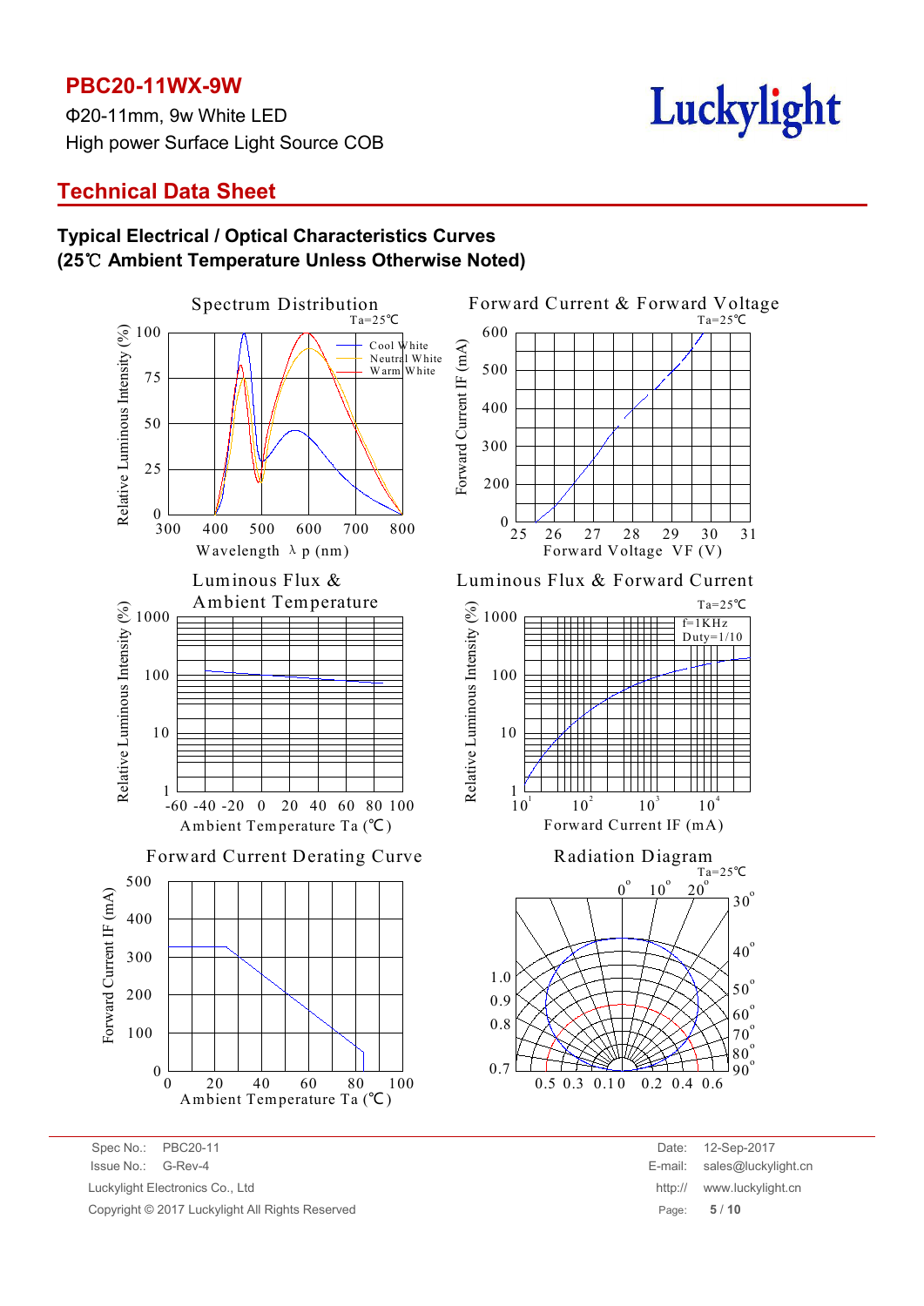**PBC20-11WX-9W**

Φ20-11mm, 9w White LED

High power Surface Light Source COB

## Technical Data Sheet

### Typical Electrical / Optical Characteristics Curves
### (25℃ Ambient Temperature Unless Otherwise Noted)

Spectrum Distribution
Ta=25℃
Relative Luminous Intensity (%)
Wavelength λ p (nm)
Cool White
Neutral White
Warm White

Forward Current & Forward Voltage
Ta=25℃
Forward Current IF (mA)
Forward Voltage VF (V)

Luminous Flux & Ambient Temperature
Relative Luminous Intensity (%)
Ambient Temperature Ta (℃)

Luminous Flux & Forward Current
Ta=25℃
f=1KHz
Duty=1/10
Relative Luminous Intensity (%)
Forward Current IF (mA)

Forward Current Derating Curve
Forward Current IF (mA)
Ambient Temperature Ta (℃)

Radiation Diagram
Ta=25℃

Spec No.: PBC20-11
Issue No.: G-Rev-4
Luckylight Electronics Co., Ltd
Copyright © 2017 Luckylight All Rights Reserved

Date: 12-Sep-2017
E-mail: sales@luckylight.cn
http:// www.luckylight.cn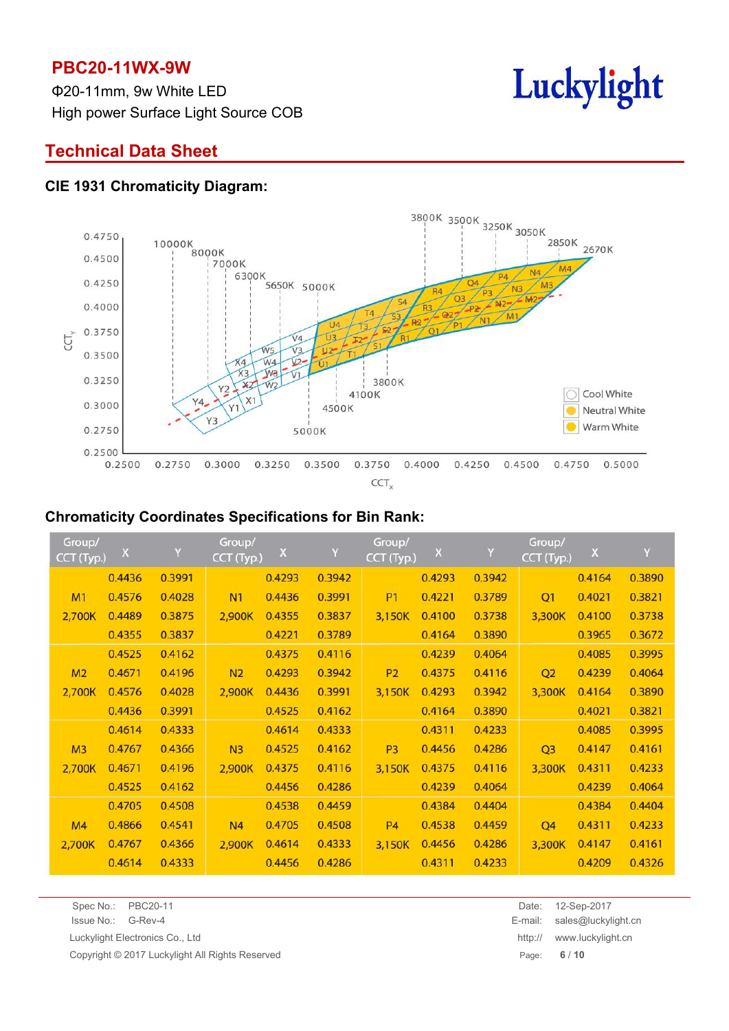# PBC20-11WX-9W

Φ20-11mm, 9w White LED

High power Surface Light Source COB

## Technical Data Sheet

### CIE 1931 Chromaticity Diagram:

### Chromaticity Coordinates Specifications for Bin Rank:

| Group/ CCT (Typ.) | X | Y | Group/ CCT (Typ.) | X | Y | Group/ CCT (Typ.) | X | Y | Group/ CCT (Typ.) | X | Y |
|---|---|---|---|---|---|---|---|---|---|---|---|
| | 0.4436 | 0.3991 | | 0.4293 | 0.3942 | | 0.4293 | 0.3942 | | 0.4164 | 0.3890 |
| M1 | 0.4576 | 0.4028 | N1 | 0.4436 | 0.3991 | P1 | 0.4221 | 0.3789 | Q1 | 0.4021 | 0.3821 |
| 2,700K | 0.4489 | 0.3875 | 2,900K | 0.4355 | 0.3837 | 3,150K | 0.4100 | 0.3738 | 3,300K | 0.4100 | 0.3738 |
| | 0.4355 | 0.3837 | | 0.4221 | 0.3789 | | 0.4164 | 0.3890 | | 0.3965 | 0.3672 |
| | 0.4525 | 0.4162 | | 0.4375 | 0.4116 | | 0.4239 | 0.4064 | | 0.4085 | 0.3995 |
| M2 | 0.4671 | 0.4196 | N2 | 0.4293 | 0.3942 | P2 | 0.4375 | 0.4116 | Q2 | 0.4239 | 0.4064 |
| 2,700K | 0.4576 | 0.4028 | 2,900K | 0.4436 | 0.3991 | 3,150K | 0.4293 | 0.3942 | 3,300K | 0.4164 | 0.3890 |
| | 0.4436 | 0.3991 | | 0.4525 | 0.4162 | | 0.4164 | 0.3890 | | 0.4021 | 0.3821 |
| | 0.4614 | 0.4333 | | 0.4614 | 0.4333 | | 0.4311 | 0.4233 | | 0.4085 | 0.3995 |
| M3 | 0.4767 | 0.4366 | N3 | 0.4525 | 0.4162 | P3 | 0.4456 | 0.4286 | Q3 | 0.4147 | 0.4161 |
| 2,700K | 0.4671 | 0.4196 | 2,900K | 0.4375 | 0.4116 | 3,150K | 0.4375 | 0.4116 | 3,300K | 0.4311 | 0.4233 |
| | 0.4525 | 0.4162 | | 0.4456 | 0.4286 | | 0.4239 | 0.4064 | | 0.4239 | 0.4064 |
| | 0.4705 | 0.4508 | | 0.4538 | 0.4459 | | 0.4384 | 0.4404 | | 0.4384 | 0.4404 |
| M4 | 0.4866 | 0.4541 | N4 | 0.4705 | 0.4508 | P4 | 0.4538 | 0.4459 | Q4 | 0.4311 | 0.4233 |
| 2,700K | 0.4767 | 0.4366 | 2,900K | 0.4614 | 0.4333 | 3,150K | 0.4456 | 0.4286 | 3,300K | 0.4147 | 0.4161 |
| | 0.4614 | 0.4333 | | 0.4456 | 0.4286 | | 0.4311 | 0.4233 | | 0.4209 | 0.4326 |

Spec No.: PBC20-11
Issue No.: G-Rev-4
Luckylight Electronics Co., Ltd
Copyright © 2017 Luckylight All Rights Reserved

Date: 12-Sep-2017
E-mail: sales@luckylight.cn
http:// www.luckylight.cn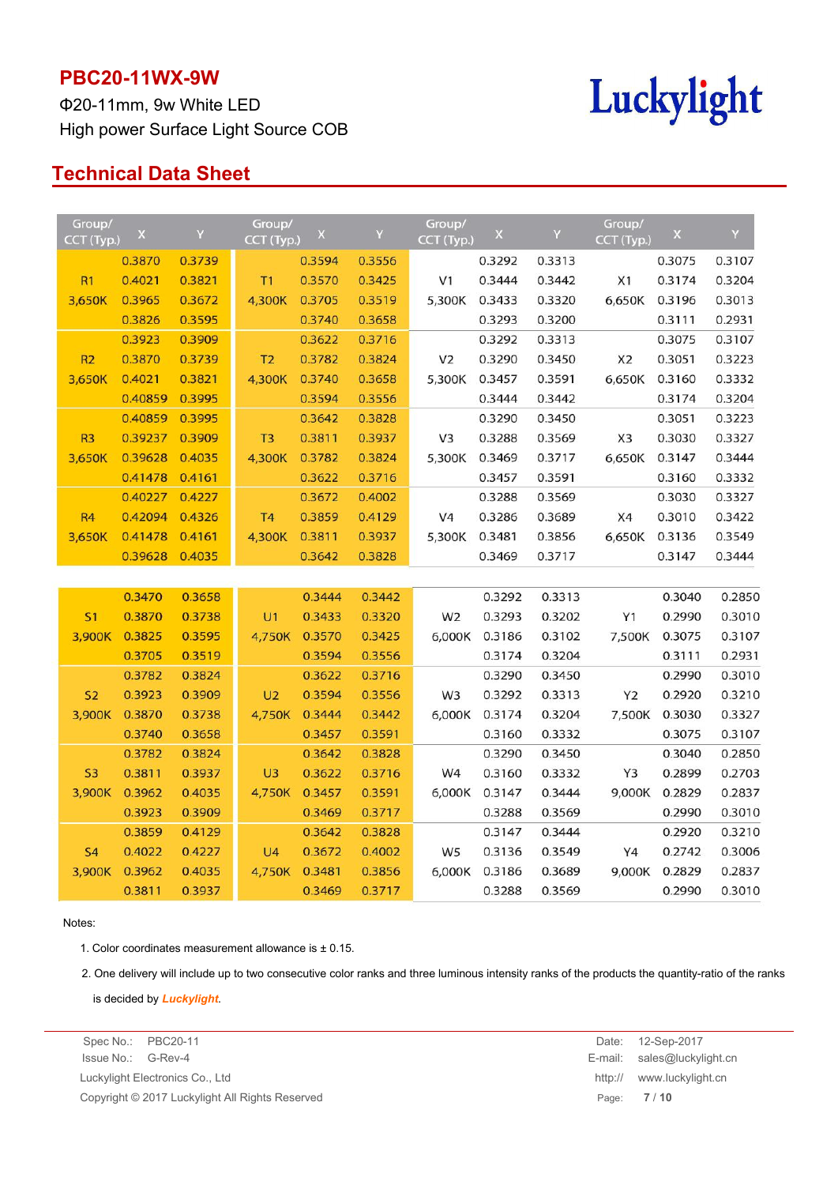**PBC20-11WX-9W**

Φ20-11mm, 9w White LED

High power Surface Light Source COB

## Technical Data Sheet

| Group/ CCT (Typ.) | X | Y | Group/ CCT (Typ.) | X | Y | Group/ CCT (Typ.) | X | Y | Group/ CCT (Typ.) | X | Y |
|---|---|---|---|---|---|---|---|---|---|---|---|
| | 0.3870 | 0.3739 | | 0.3594 | 0.3556 | | 0.3292 | 0.3313 | | 0.3075 | 0.3107 |
| R1 | 0.4021 | 0.3821 | T1 | 0.3570 | 0.3425 | V1 | 0.3444 | 0.3442 | X1 | 0.3174 | 0.3204 |
| 3,650K | 0.3965 | 0.3672 | 4,300K | 0.3705 | 0.3519 | 5,300K | 0.3433 | 0.3320 | 6,650K | 0.3196 | 0.3013 |
| | 0.3826 | 0.3595 | | 0.3740 | 0.3658 | | 0.3293 | 0.3200 | | 0.3111 | 0.2931 |
| | 0.3923 | 0.3909 | | 0.3622 | 0.3716 | | 0.3292 | 0.3313 | | 0.3075 | 0.3107 |
| R2 | 0.3870 | 0.3739 | T2 | 0.3782 | 0.3824 | V2 | 0.3290 | 0.3450 | X2 | 0.3051 | 0.3223 |
| 3,650K | 0.4021 | 0.3821 | 4,300K | 0.3740 | 0.3658 | 5,300K | 0.3457 | 0.3591 | 6,650K | 0.3160 | 0.3332 |
| | 0.40859 | 0.3995 | | 0.3594 | 0.3556 | | 0.3444 | 0.3442 | | 0.3174 | 0.3204 |
| | 0.40859 | 0.3995 | | 0.3642 | 0.3828 | | 0.3290 | 0.3450 | | 0.3051 | 0.3223 |
| R3 | 0.39237 | 0.3909 | T3 | 0.3811 | 0.3937 | V3 | 0.3288 | 0.3569 | X3 | 0.3030 | 0.3327 |
| 3,650K | 0.39628 | 0.4035 | 4,300K | 0.3782 | 0.3824 | 5,300K | 0.3469 | 0.3717 | 6,650K | 0.3147 | 0.3444 |
| | 0.41478 | 0.4161 | | 0.3622 | 0.3716 | | 0.3457 | 0.3591 | | 0.3160 | 0.3332 |
| | 0.40227 | 0.4227 | | 0.3672 | 0.4002 | | 0.3288 | 0.3569 | | 0.3030 | 0.3327 |
| R4 | 0.42094 | 0.4326 | T4 | 0.3859 | 0.4129 | V4 | 0.3286 | 0.3689 | X4 | 0.3010 | 0.3422 |
| 3,650K | 0.41478 | 0.4161 | 4,300K | 0.3811 | 0.3937 | 5,300K | 0.3481 | 0.3856 | 6,650K | 0.3136 | 0.3549 |
| | 0.39628 | 0.4035 | | 0.3642 | 0.3828 | | 0.3469 | 0.3717 | | 0.3147 | 0.3444 |

| Group/ CCT (Typ.) | X | Y | Group/ CCT (Typ.) | X | Y | Group/ CCT (Typ.) | X | Y | Group/ CCT (Typ.) | X | Y |
|---|---|---|---|---|---|---|---|---|---|---|---|
| | 0.3470 | 0.3658 | | 0.3444 | 0.3442 | | 0.3292 | 0.3313 | | 0.3040 | 0.2850 |
| S1 | 0.3870 | 0.3738 | U1 | 0.3433 | 0.3320 | W2 | 0.3293 | 0.3202 | Y1 | 0.2990 | 0.3010 |
| 3,900K | 0.3825 | 0.3595 | 4,750K | 0.3570 | 0.3425 | 6,000K | 0.3186 | 0.3102 | 7,500K | 0.3075 | 0.3107 |
| | 0.3705 | 0.3519 | | 0.3594 | 0.3556 | | 0.3174 | 0.3204 | | 0.3111 | 0.2931 |
| | 0.3782 | 0.3824 | | 0.3622 | 0.3716 | | 0.3290 | 0.3450 | | 0.2990 | 0.3010 |
| S2 | 0.3923 | 0.3909 | U2 | 0.3594 | 0.3556 | W3 | 0.3292 | 0.3313 | Y2 | 0.2920 | 0.3210 |
| 3,900K | 0.3870 | 0.3738 | 4,750K | 0.3444 | 0.3442 | 6,000K | 0.3174 | 0.3204 | 7,500K | 0.3030 | 0.3327 |
| | 0.3740 | 0.3658 | | 0.3457 | 0.3591 | | 0.3160 | 0.3332 | | 0.3075 | 0.3107 |
| | 0.3782 | 0.3824 | | 0.3642 | 0.3828 | | 0.3290 | 0.3450 | | 0.3040 | 0.2850 |
| S3 | 0.3811 | 0.3937 | U3 | 0.3622 | 0.3716 | W4 | 0.3160 | 0.3332 | Y3 | 0.2899 | 0.2703 |
| 3,900K | 0.3962 | 0.4035 | 4,750K | 0.3457 | 0.3591 | 6,000K | 0.3147 | 0.3444 | 9,000K | 0.2829 | 0.2837 |
| | 0.3923 | 0.3909 | | 0.3469 | 0.3717 | | 0.3288 | 0.3569 | | 0.2990 | 0.3010 |
| | 0.3859 | 0.4129 | | 0.3642 | 0.3828 | | 0.3147 | 0.3444 | | 0.2920 | 0.3210 |
| S4 | 0.4022 | 0.4227 | U4 | 0.3672 | 0.4002 | W5 | 0.3136 | 0.3549 | Y4 | 0.2742 | 0.3006 |
| 3,900K | 0.3962 | 0.4035 | 4,750K | 0.3481 | 0.3856 | 6,000K | 0.3186 | 0.3689 | 9,000K | 0.2829 | 0.2837 |
| | 0.3811 | 0.3937 | | 0.3469 | 0.3717 | | 0.3288 | 0.3569 | | 0.2990 | 0.3010 |

Notes:

1. Color coordinates measurement allowance is ± 0.15.
2. One delivery will include up to two consecutive color ranks and three luminous intensity ranks of the products the quantity-ratio of the ranks is decided by *Luckylight*.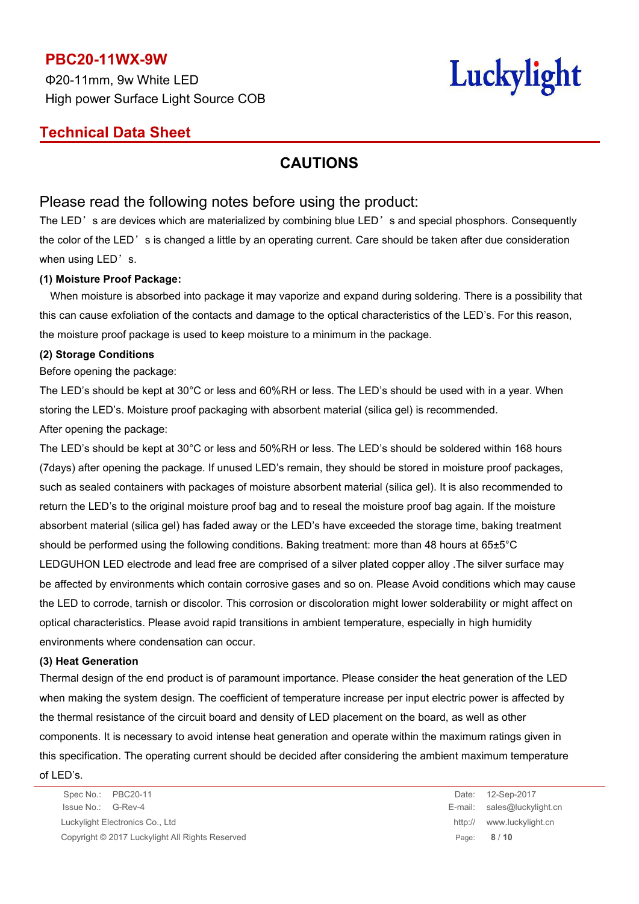## CAUTIONS

### Please read the following notes before using the product:

The LED’s are devices which are materialized by combining blue LED’s and special phosphors. Consequently the color of the LED’s is changed a little by an operating current. Care should be taken after due consideration when using LED’s.

**(1) Moisture Proof Package:**

When moisture is absorbed into package it may vaporize and expand during soldering. There is a possibility that this can cause exfoliation of the contacts and damage to the optical characteristics of the LED’s. For this reason, the moisture proof package is used to keep moisture to a minimum in the package.

**(2) Storage Conditions**

Before opening the package:

The LED’s should be kept at 30°C or less and 60%RH or less. The LED’s should be used with in a year. When storing the LED’s. Moisture proof packaging with absorbent material (silica gel) is recommended.

After opening the package:

The LED’s should be kept at 30°C or less and 50%RH or less. The LED’s should be soldered within 168 hours (7days) after opening the package. If unused LED’s remain, they should be stored in moisture proof packages, such as sealed containers with packages of moisture absorbent material (silica gel). It is also recommended to return the LED’s to the original moisture proof bag and to reseal the moisture proof bag again. If the moisture absorbent material (silica gel) has faded away or the LED’s have exceeded the storage time, baking treatment should be performed using the following conditions. Baking treatment: more than 48 hours at 65±5°C

LEDGUHON LED electrode and lead free are comprised of a silver plated copper alloy .The silver surface may be affected by environments which contain corrosive gases and so on. Please Avoid conditions which may cause the LED to corrode, tarnish or discolor. This corrosion or discoloration might lower solderability or might affect on optical characteristics. Please avoid rapid transitions in ambient temperature, especially in high humidity environments where condensation can occur.

**(3) Heat Generation**

Thermal design of the end product is of paramount importance. Please consider the heat generation of the LED when making the system design. The coefficient of temperature increase per input electric power is affected by the thermal resistance of the circuit board and density of LED placement on the board, as well as other components. It is necessary to avoid intense heat generation and operate within the maximum ratings given in this specification. The operating current should be decided after considering the ambient maximum temperature of LED’s.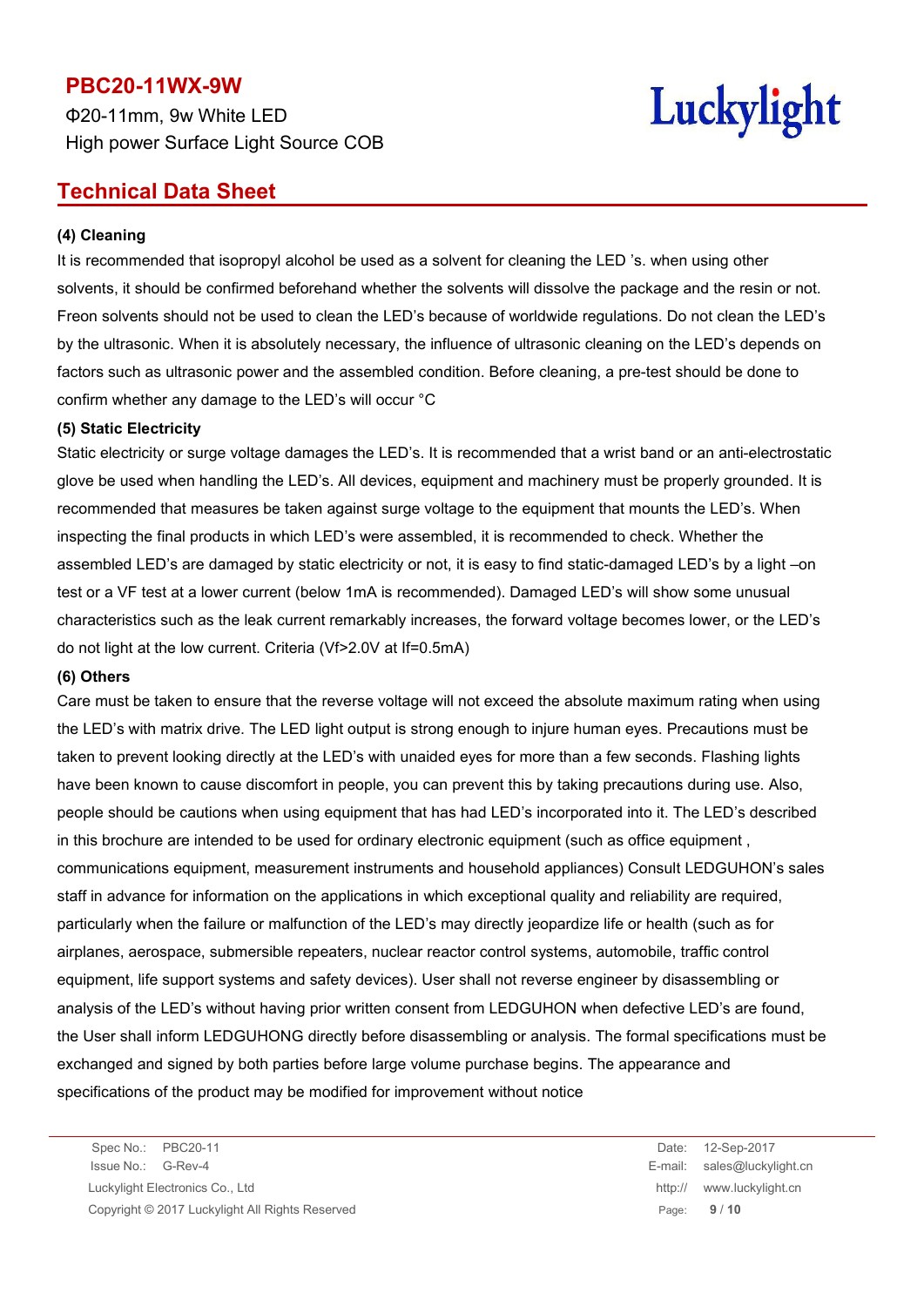**(4) Cleaning**

It is recommended that isopropyl alcohol be used as a solvent for cleaning the LED 's. when using other solvents, it should be confirmed beforehand whether the solvents will dissolve the package and the resin or not. Freon solvents should not be used to clean the LED's because of worldwide regulations. Do not clean the LED's by the ultrasonic. When it is absolutely necessary, the influence of ultrasonic cleaning on the LED's depends on factors such as ultrasonic power and the assembled condition. Before cleaning, a pre-test should be done to confirm whether any damage to the LED's will occur °C

**(5) Static Electricity**

Static electricity or surge voltage damages the LED's. It is recommended that a wrist band or an anti-electrostatic glove be used when handling the LED's. All devices, equipment and machinery must be properly grounded. It is recommended that measures be taken against surge voltage to the equipment that mounts the LED's. When inspecting the final products in which LED's were assembled, it is recommended to check. Whether the assembled LED's are damaged by static electricity or not, it is easy to find static-damaged LED's by a light –on test or a VF test at a lower current (below 1mA is recommended). Damaged LED's will show some unusual characteristics such as the leak current remarkably increases, the forward voltage becomes lower, or the LED's do not light at the low current. Criteria (Vf>2.0V at If=0.5mA)

**(6) Others**

Care must be taken to ensure that the reverse voltage will not exceed the absolute maximum rating when using the LED's with matrix drive. The LED light output is strong enough to injure human eyes. Precautions must be taken to prevent looking directly at the LED's with unaided eyes for more than a few seconds. Flashing lights have been known to cause discomfort in people, you can prevent this by taking precautions during use. Also, people should be cautions when using equipment that has had LED's incorporated into it. The LED's described in this brochure are intended to be used for ordinary electronic equipment (such as office equipment , communications equipment, measurement instruments and household appliances) Consult LEDGUHON's sales staff in advance for information on the applications in which exceptional quality and reliability are required, particularly when the failure or malfunction of the LED's may directly jeopardize life or health (such as for airplanes, aerospace, submersible repeaters, nuclear reactor control systems, automobile, traffic control equipment, life support systems and safety devices). User shall not reverse engineer by disassembling or analysis of the LED's without having prior written consent from LEDGUHON when defective LED's are found, the User shall inform LEDGUHONG directly before disassembling or analysis. The formal specifications must be exchanged and signed by both parties before large volume purchase begins. The appearance and specifications of the product may be modified for improvement without notice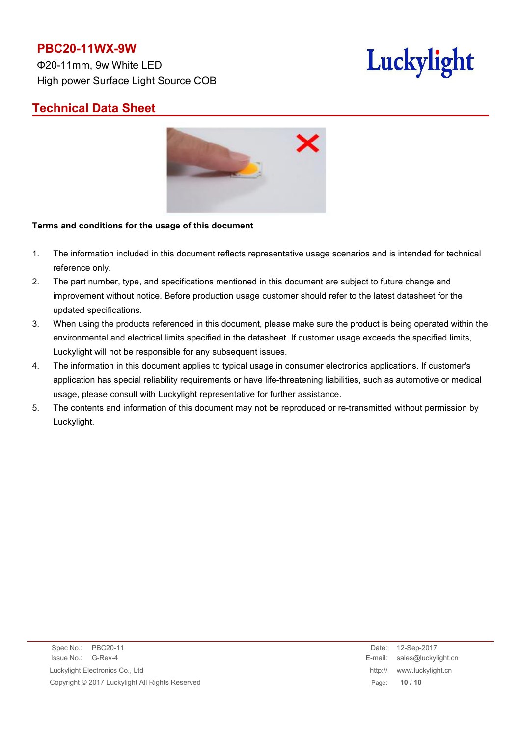**Terms and conditions for the usage of this document**

1. The information included in this document reflects representative usage scenarios and is intended for technical reference only.
2. The part number, type, and specifications mentioned in this document are subject to future change and improvement without notice. Before production usage customer should refer to the latest datasheet for the updated specifications.
3. When using the products referenced in this document, please make sure the product is being operated within the environmental and electrical limits specified in the datasheet. If customer usage exceeds the specified limits, Luckylight will not be responsible for any subsequent issues.
4. The information in this document applies to typical usage in consumer electronics applications. If customer's application has special reliability requirements or have life-threatening liabilities, such as automotive or medical usage, please consult with Luckylight representative for further assistance.
5. The contents and information of this document may not be reproduced or re-transmitted without permission by Luckylight.